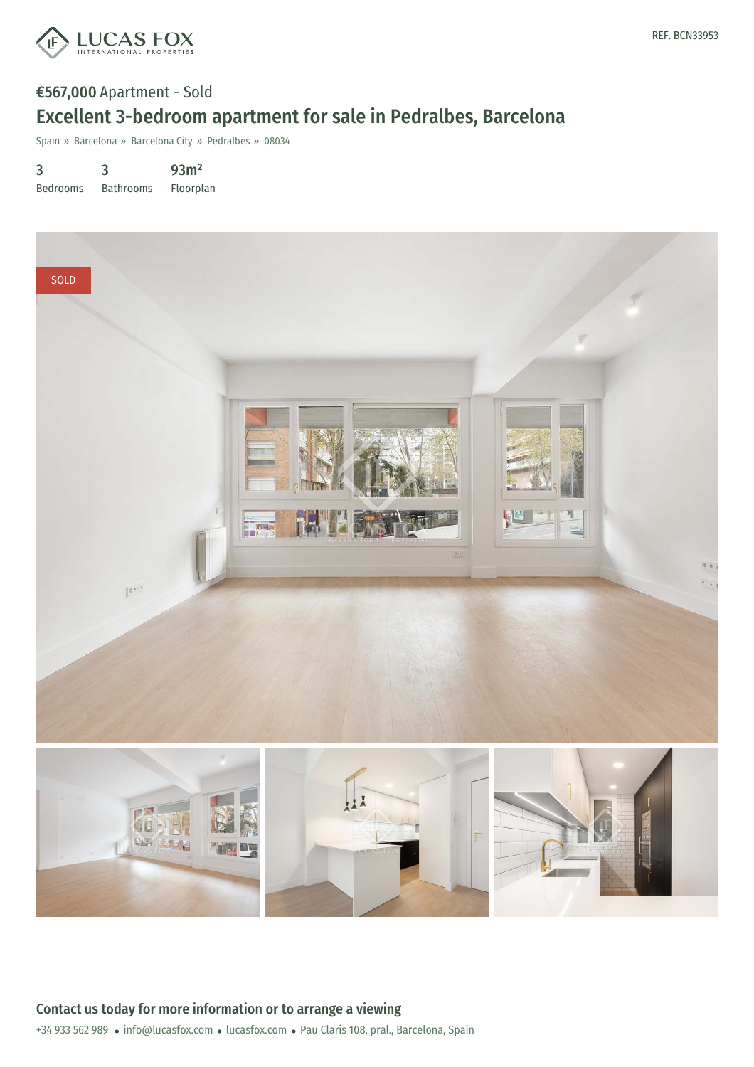REF. BCN33953

**€567,000** Apartment - Sold

# Excellent 3-bedroom apartment for sale in Pedralbes, Barcelona

Spain » Barcelona » Barcelona City » Pedralbes » 08034

| 3 | 3 | 93m² |
|---|---|---|
| Bedrooms | Bathrooms | Floorplan |

SOLD

## Contact us today for more information or to arrange a viewing

+34 933 562 989 • info@lucasfox.com • lucasfox.com • Pau Claris 108, pral., Barcelona, Spain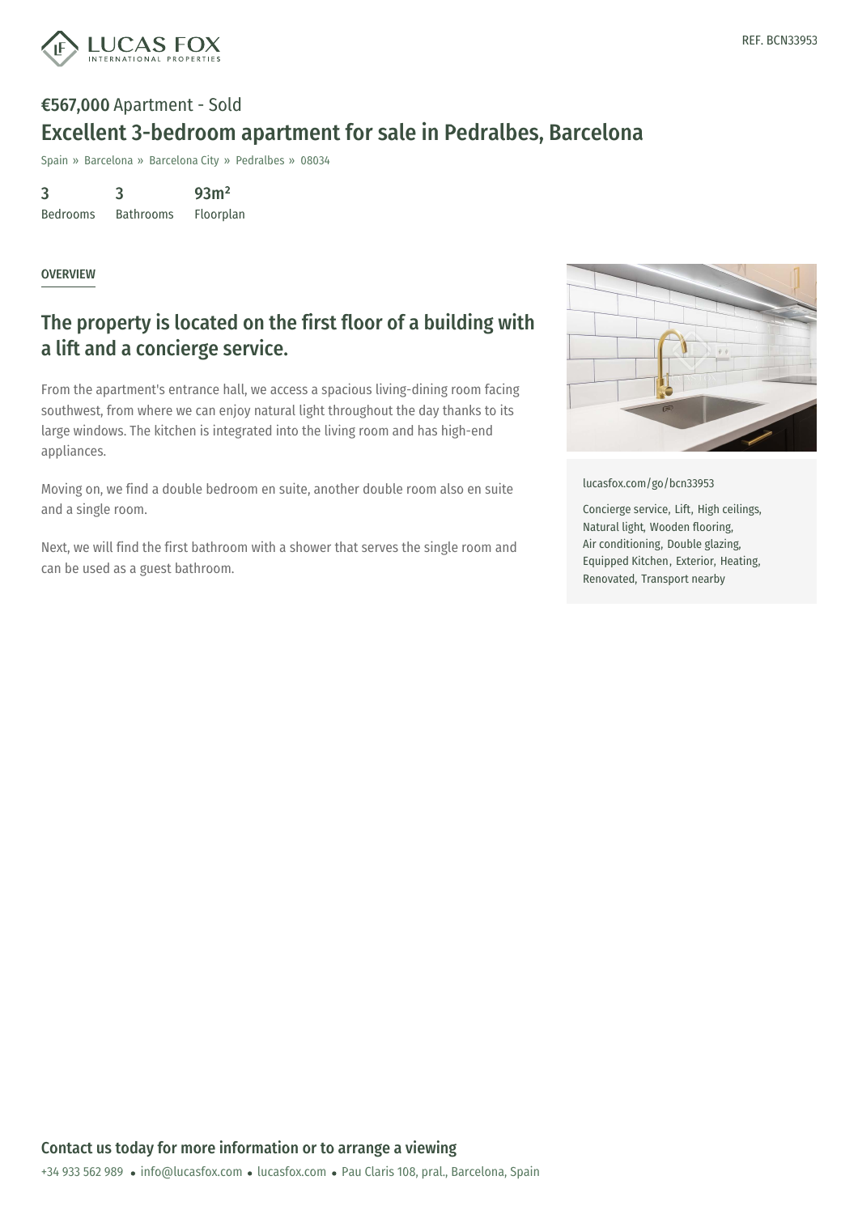**€567,000** Apartment - Sold

# Excellent 3-bedroom apartment for sale in Pedralbes, Barcelona

Spain » Barcelona » Barcelona City » Pedralbes » 08034

| 3 | 3 | 93m² |
|---|---|---|
| Bedrooms | Bathrooms | Floorplan |

## OVERVIEW

### The property is located on the first floor of a building with a lift and a concierge service.

From the apartment's entrance hall, we access a spacious living-dining room facing southwest, from where we can enjoy natural light throughout the day thanks to its large windows. The kitchen is integrated into the living room and has high-end appliances.

Moving on, we find a double bedroom en suite, another double room also en suite and a single room.

Next, we will find the first bathroom with a shower that serves the single room and can be used as a guest bathroom.

lucasfox.com/go/bcn33953

Concierge service, Lift, High ceilings, Natural light, Wooden flooring, Air conditioning, Double glazing, Equipped Kitchen, Exterior, Heating, Renovated, Transport nearby

**Contact us today for more information or to arrange a viewing**

+34 933 562 989 • info@lucasfox.com • lucasfox.com • Pau Claris 108, pral., Barcelona, Spain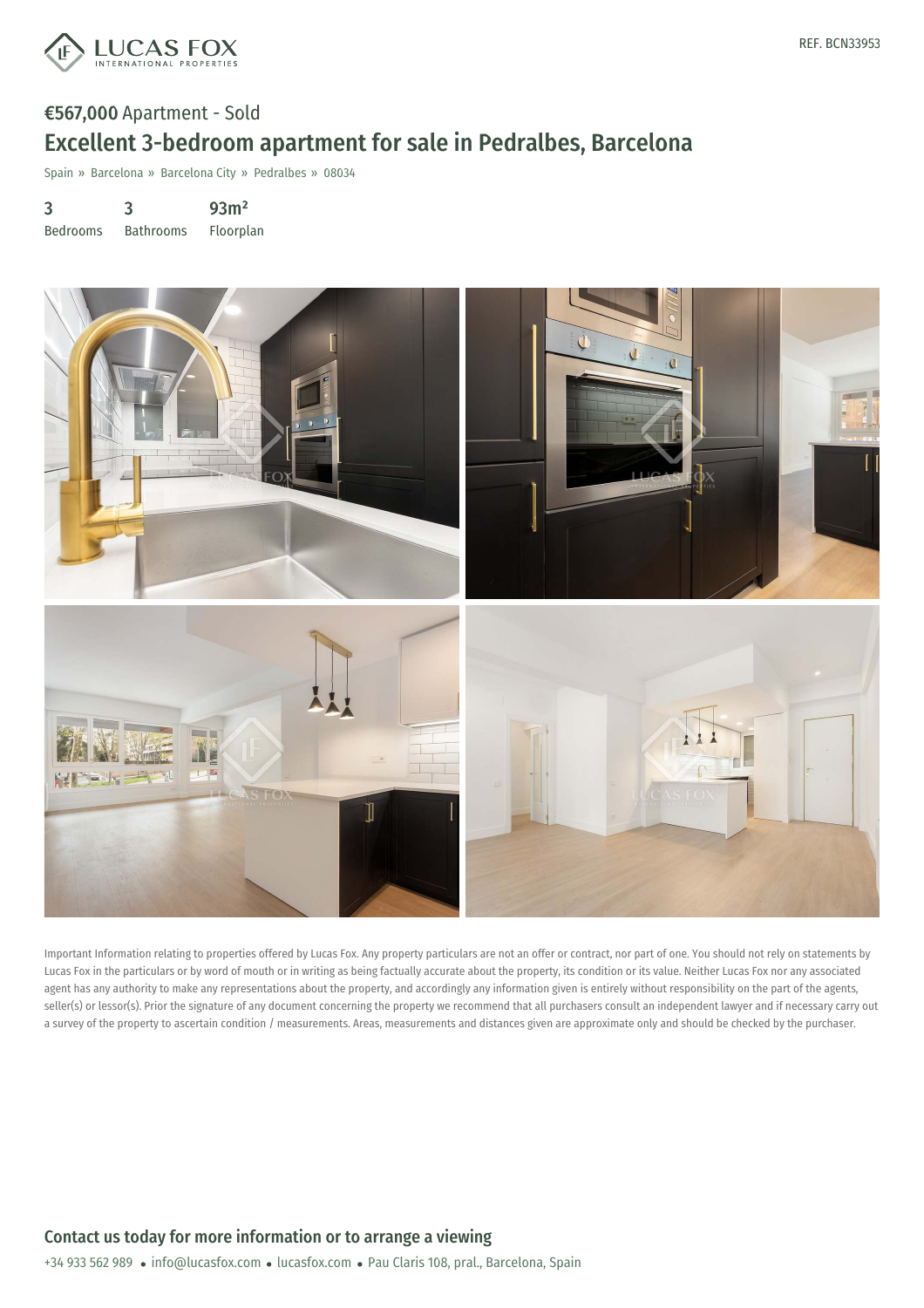REF. BCN33953

**€567,000** Apartment - Sold

# Excellent 3-bedroom apartment for sale in Pedralbes, Barcelona

Spain » Barcelona » Barcelona City » Pedralbes » 08034

| 3 | 3 | 93m² |
|---|---|---|
| Bedrooms | Bathrooms | Floorplan |

Important Information relating to properties offered by Lucas Fox. Any property particulars are not an offer or contract, nor part of one. You should not rely on statements by Lucas Fox in the particulars or by word of mouth or in writing as being factually accurate about the property, its condition or its value. Neither Lucas Fox nor any associated agent has any authority to make any representations about the property, and accordingly any information given is entirely without responsibility on the part of the agents, seller(s) or lessor(s). Prior the signature of any document concerning the property we recommend that all purchasers consult an independent lawyer and if necessary carry out a survey of the property to ascertain condition / measurements. Areas, measurements and distances given are approximate only and should be checked by the purchaser.

## Contact us today for more information or to arrange a viewing

+34 933 562 989 • info@lucasfox.com • lucasfox.com • Pau Claris 108, pral., Barcelona, Spain